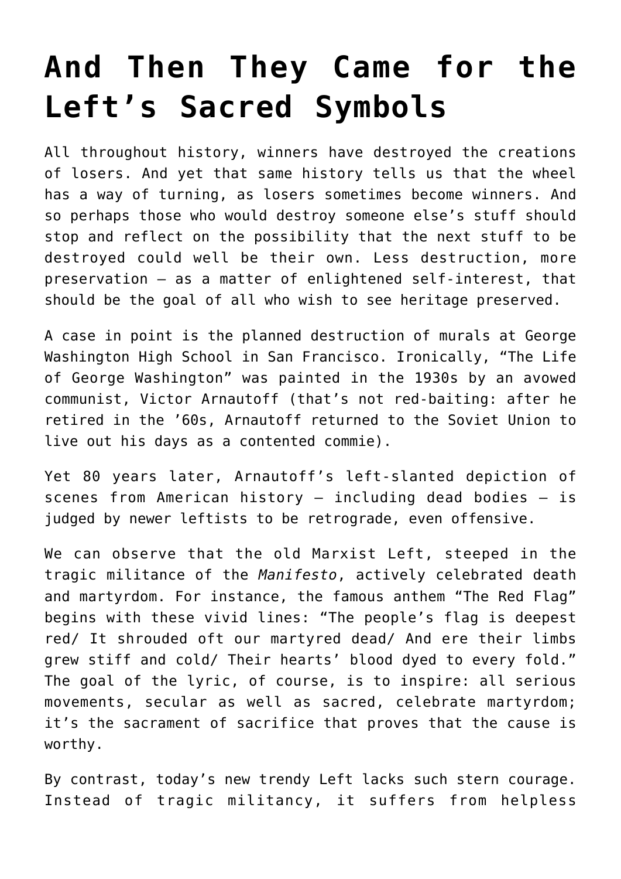# And Then They Came for the Left's Sacred Symbols

All throughout history, winners have destroyed the creations of losers. And yet that same history tells us that the wheel has a way of turning, as losers sometimes become winners. And so perhaps those who would destroy someone else's stuff should stop and reflect on the possibility that the next stuff to be destroyed could well be their own. Less destruction, more preservation – as a matter of enlightened self-interest, that should be the goal of all who wish to see heritage preserved.

A case in point is the planned destruction of murals at George Washington High School in San Francisco. Ironically, "The Life of George Washington" was painted in the 1930s by an avowed communist, Victor Arnautoff (that's not red-baiting: after he retired in the '60s, Arnautoff returned to the Soviet Union to live out his days as a contented commie).

Yet 80 years later, Arnautoff's left-slanted depiction of scenes from American history – including dead bodies – is judged by newer leftists to be retrograde, even offensive.

We can observe that the old Marxist Left, steeped in the tragic militance of the *Manifesto*, actively celebrated death and martyrdom. For instance, the famous anthem "The Red Flag" begins with these vivid lines: "The people's flag is deepest red/ It shrouded oft our martyred dead/ And ere their limbs grew stiff and cold/ Their hearts' blood dyed to every fold." The goal of the lyric, of course, is to inspire: all serious movements, secular as well as sacred, celebrate martyrdom; it's the sacrament of sacrifice that proves that the cause is worthy.

By contrast, today's new trendy Left lacks such stern courage. Instead of tragic militancy, it suffers from helpless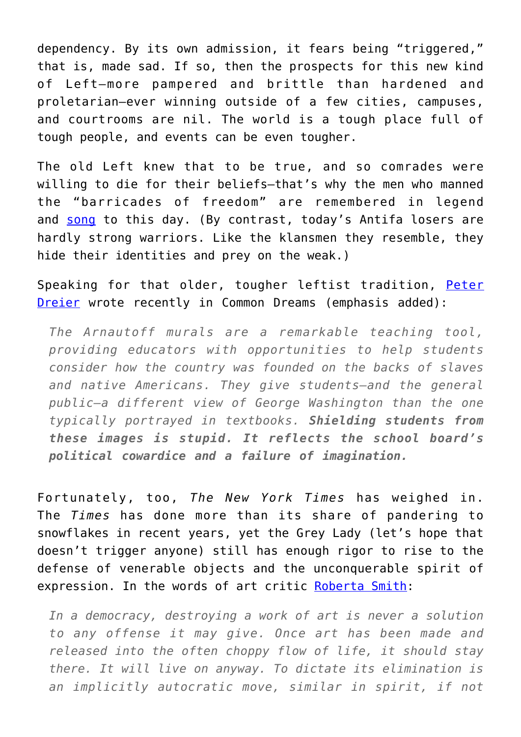dependency. By its own admission, it fears being "triggered," that is, made sad. If so, then the prospects for this new kind of Left—more pampered and brittle than hardened and proletarian—ever winning outside of a few cities, campuses, and courtrooms are nil. The world is a tough place full of tough people, and events can be even tougher.

The old Left knew that to be true, and so comrades were willing to die for their beliefs—that's why the men who manned the "barricades of freedom" are remembered in legend and song to this day. (By contrast, today's Antifa losers are hardly strong warriors. Like the klansmen they resemble, they hide their identities and prey on the weak.)

Speaking for that older, tougher leftist tradition, Peter Dreier wrote recently in Common Dreams (emphasis added):

> *The Arnautoff murals are a remarkable teaching tool, providing educators with opportunities to help students consider how the country was founded on the backs of slaves and native Americans. They give students—and the general public—a different view of George Washington than the one typically portrayed in textbooks.* ***Shielding students from these images is stupid. It reflects the school board's political cowardice and a failure of imagination.***

Fortunately, too, *The New York Times* has weighed in. The *Times* has done more than its share of pandering to snowflakes in recent years, yet the Grey Lady (let's hope that doesn't trigger anyone) still has enough rigor to rise to the defense of venerable objects and the unconquerable spirit of expression. In the words of art critic Roberta Smith:

> *In a democracy, destroying a work of art is never a solution to any offense it may give. Once art has been made and released into the often choppy flow of life, it should stay there. It will live on anyway. To dictate its elimination is an implicitly autocratic move, similar in spirit, if not*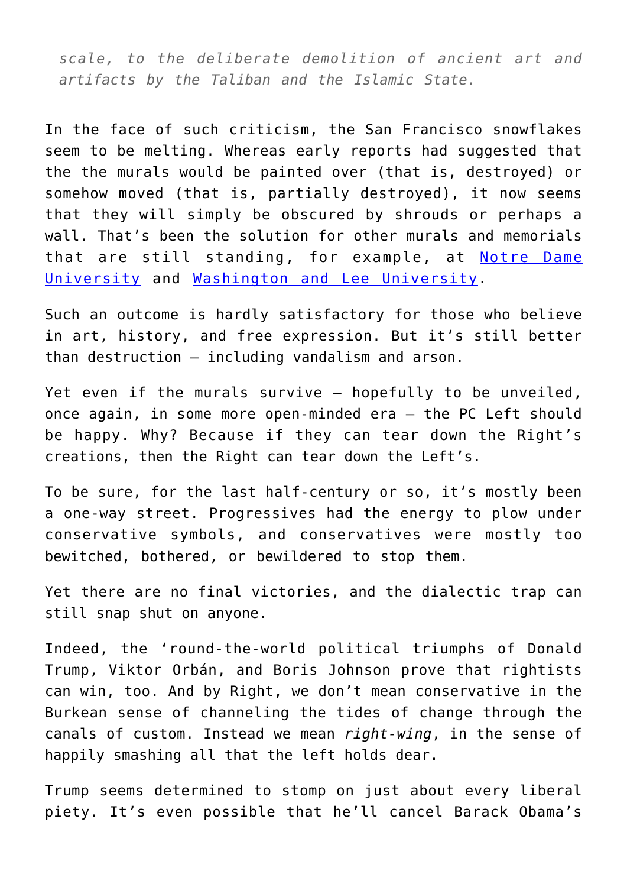> *scale, to the deliberate demolition of ancient art and artifacts by the Taliban and the Islamic State.*

In the face of such criticism, the San Francisco snowflakes seem to be melting. Whereas early reports had suggested that the the murals would be painted over (that is, destroyed) or somehow moved (that is, partially destroyed), it now seems that they will simply be obscured by shrouds or perhaps a wall. That's been the solution for other murals and memorials that are still standing, for example, at Notre Dame University and Washington and Lee University.

Such an outcome is hardly satisfactory for those who believe in art, history, and free expression. But it's still better than destruction — including vandalism and arson.

Yet even if the murals survive — hopefully to be unveiled, once again, in some more open-minded era — the PC Left should be happy. Why? Because if they can tear down the Right's creations, then the Right can tear down the Left's.

To be sure, for the last half-century or so, it's mostly been a one-way street. Progressives had the energy to plow under conservative symbols, and conservatives were mostly too bewitched, bothered, or bewildered to stop them.

Yet there are no final victories, and the dialectic trap can still snap shut on anyone.

Indeed, the 'round-the-world political triumphs of Donald Trump, Viktor Orbán, and Boris Johnson prove that rightists can win, too. And by Right, we don't mean conservative in the Burkean sense of channeling the tides of change through the canals of custom. Instead we mean *right-wing*, in the sense of happily smashing all that the left holds dear.

Trump seems determined to stomp on just about every liberal piety. It's even possible that he'll cancel Barack Obama's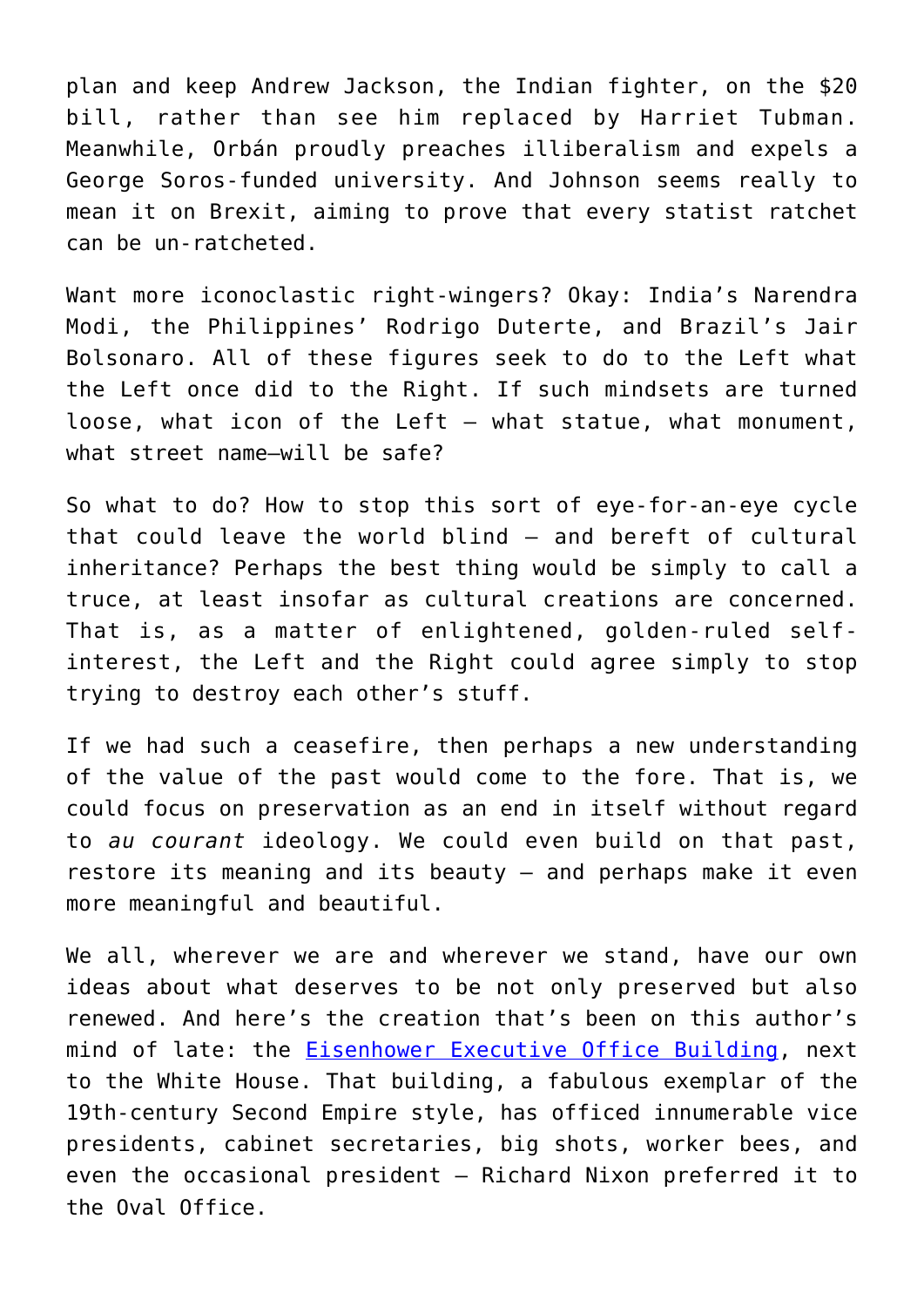plan and keep Andrew Jackson, the Indian fighter, on the $20 bill, rather than see him replaced by Harriet Tubman. Meanwhile, Orbán proudly preaches illiberalism and expels a George Soros-funded university. And Johnson seems really to mean it on Brexit, aiming to prove that every statist ratchet can be un-ratcheted.

Want more iconoclastic right-wingers? Okay: India's Narendra Modi, the Philippines' Rodrigo Duterte, and Brazil's Jair Bolsonaro. All of these figures seek to do to the Left what the Left once did to the Right. If such mindsets are turned loose, what icon of the Left – what statue, what monument, what street name—will be safe?

So what to do? How to stop this sort of eye-for-an-eye cycle that could leave the world blind – and bereft of cultural inheritance? Perhaps the best thing would be simply to call a truce, at least insofar as cultural creations are concerned. That is, as a matter of enlightened, golden-ruled self-interest, the Left and the Right could agree simply to stop trying to destroy each other's stuff.

If we had such a ceasefire, then perhaps a new understanding of the value of the past would come to the fore. That is, we could focus on preservation as an end in itself without regard to *au courant* ideology. We could even build on that past, restore its meaning and its beauty – and perhaps make it even more meaningful and beautiful.

We all, wherever we are and wherever we stand, have our own ideas about what deserves to be not only preserved but also renewed. And here's the creation that's been on this author's mind of late: the Eisenhower Executive Office Building, next to the White House. That building, a fabulous exemplar of the 19th-century Second Empire style, has officed innumerable vice presidents, cabinet secretaries, big shots, worker bees, and even the occasional president – Richard Nixon preferred it to the Oval Office.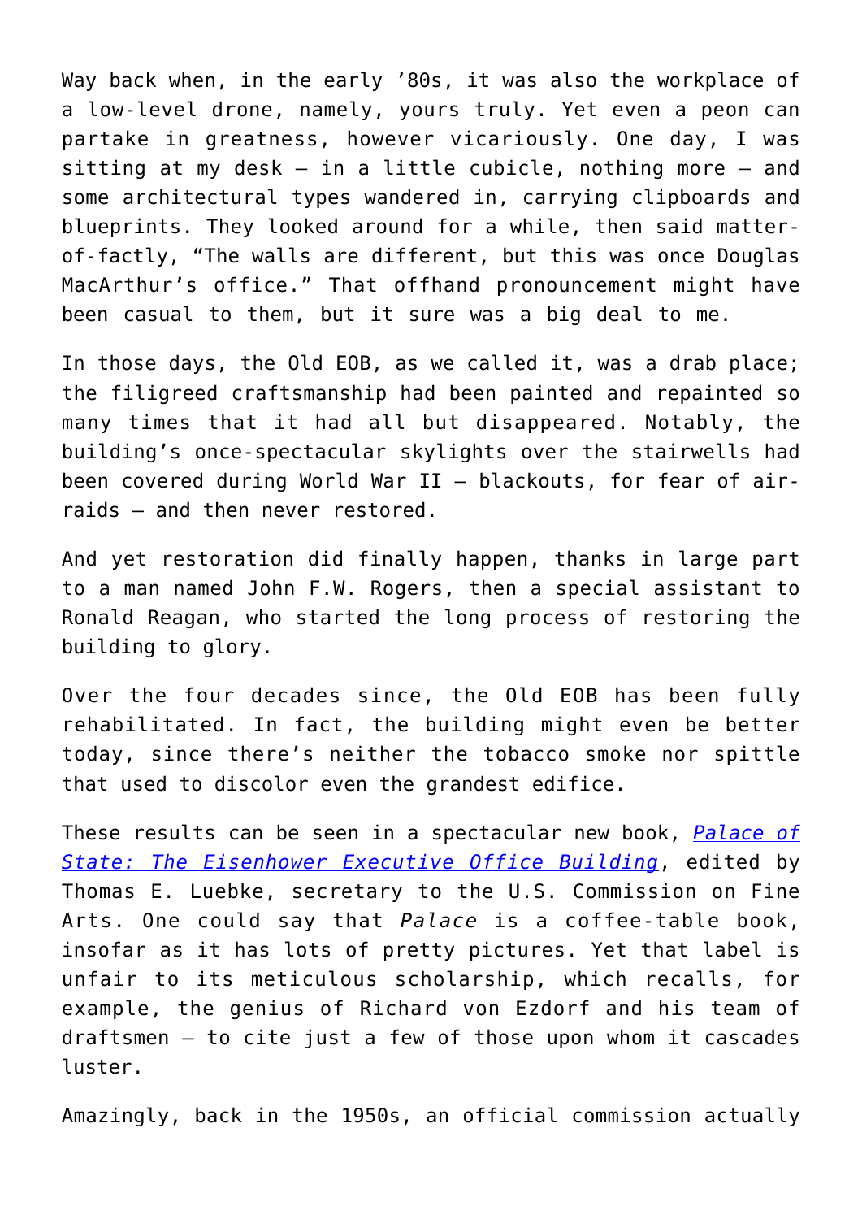Way back when, in the early ’80s, it was also the workplace of a low-level drone, namely, yours truly. Yet even a peon can partake in greatness, however vicariously. One day, I was sitting at my desk — in a little cubicle, nothing more — and some architectural types wandered in, carrying clipboards and blueprints. They looked around for a while, then said matter-of-factly, “The walls are different, but this was once Douglas MacArthur’s office.” That offhand pronouncement might have been casual to them, but it sure was a big deal to me.

In those days, the Old EOB, as we called it, was a drab place; the filigreed craftsmanship had been painted and repainted so many times that it had all but disappeared. Notably, the building’s once-spectacular skylights over the stairwells had been covered during World War II — blackouts, for fear of air-raids — and then never restored.

And yet restoration did finally happen, thanks in large part to a man named John F.W. Rogers, then a special assistant to Ronald Reagan, who started the long process of restoring the building to glory.

Over the four decades since, the Old EOB has been fully rehabilitated. In fact, the building might even be better today, since there’s neither the tobacco smoke nor spittle that used to discolor even the grandest edifice.

These results can be seen in a spectacular new book, [*Palace of State: The Eisenhower Executive Office Building*](), edited by Thomas E. Luebke, secretary to the U.S. Commission on Fine Arts. One could say that *Palace* is a coffee-table book, insofar as it has lots of pretty pictures. Yet that label is unfair to its meticulous scholarship, which recalls, for example, the genius of Richard von Ezdorf and his team of draftsmen — to cite just a few of those upon whom it cascades luster.

Amazingly, back in the 1950s, an official commission actually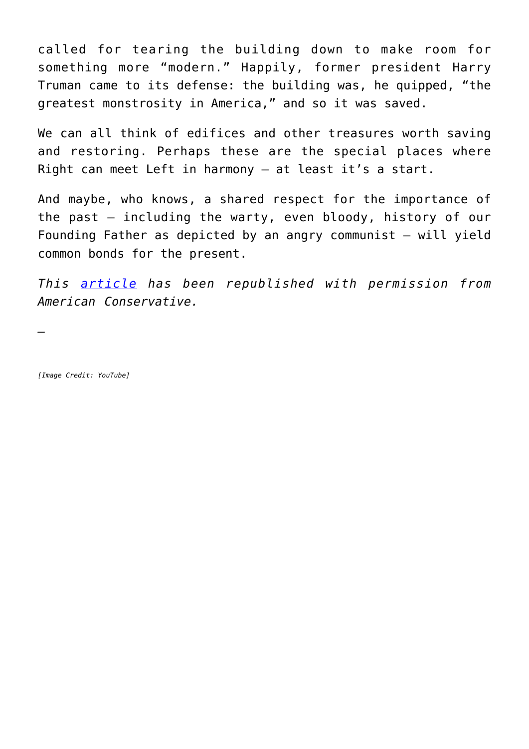called for tearing the building down to make room for something more "modern." Happily, former president Harry Truman came to its defense: the building was, he quipped, "the greatest monstrosity in America," and so it was saved.

We can all think of edifices and other treasures worth saving and restoring. Perhaps these are the special places where Right can meet Left in harmony – at least it's a start.

And maybe, who knows, a shared respect for the importance of the past – including the warty, even bloody, history of our Founding Father as depicted by an angry communist – will yield common bonds for the present.

*This article has been republished with permission from American Conservative.*

—

*[Image Credit: YouTube]*